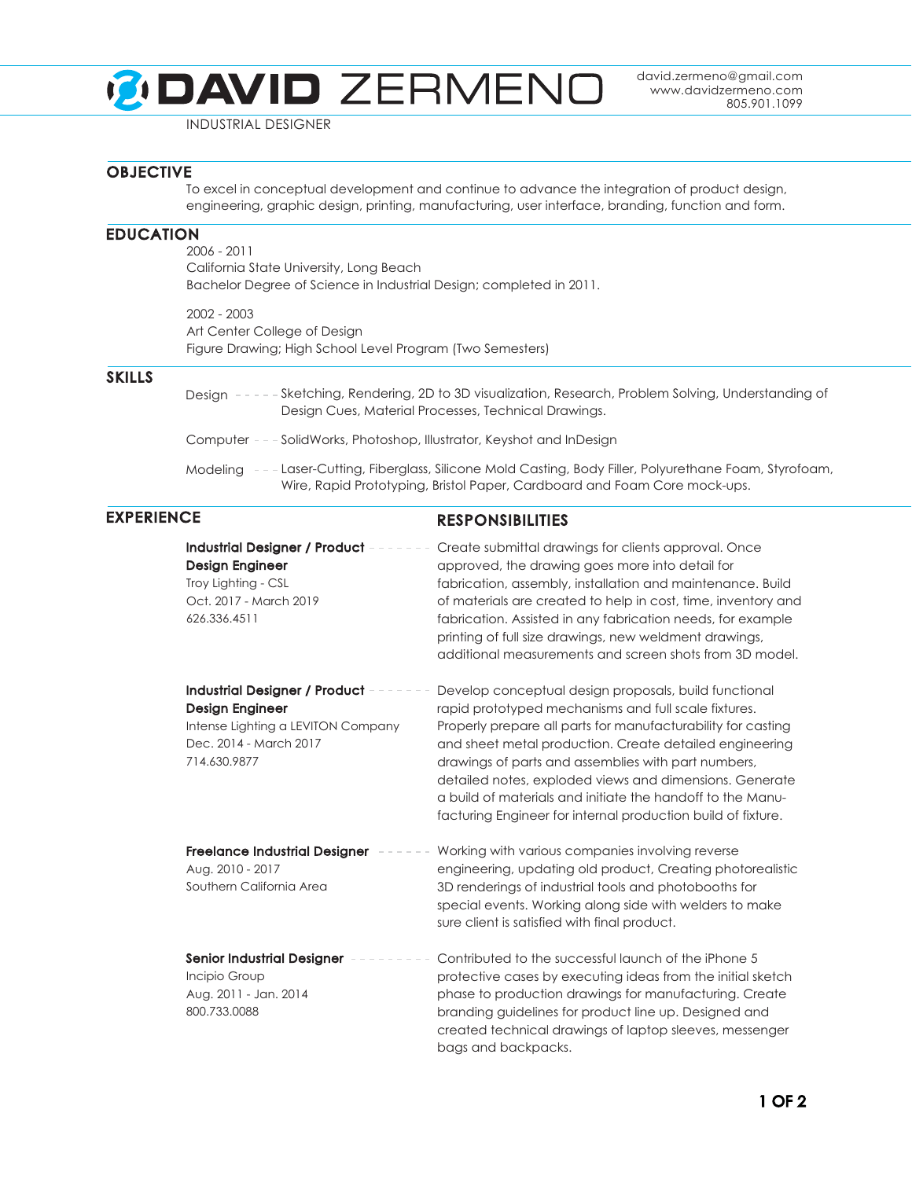# DAVID ZERMENO

david.zermeno@gmail.com
www.davidzermeno.com
805.901.1099

INDUSTRIAL DESIGNER

## OBJECTIVE

To excel in conceptual development and continue to advance the integration of product design, engineering, graphic design, printing, manufacturing, user interface, branding, function and form.

## EDUCATION

2006 - 2011
California State University, Long Beach
Bachelor Degree of Science in Industrial Design; completed in 2011.

2002 - 2003
Art Center College of Design
Figure Drawing; High School Level Program (Two Semesters)

## SKILLS

**Design** - Sketching, Rendering, 2D to 3D visualization, Research, Problem Solving, Understanding of Design Cues, Material Processes, Technical Drawings.

**Computer** - SolidWorks, Photoshop, Illustrator, Keyshot and InDesign

**Modeling** - Laser-Cutting, Fiberglass, Silicone Mold Casting, Body Filler, Polyurethane Foam, Styrofoam, Wire, Rapid Prototyping, Bristol Paper, Cardboard and Foam Core mock-ups.

## EXPERIENCE

| EXPERIENCE | RESPONSIBILITIES |
| --- | --- |
| **Industrial Designer / Product Design Engineer**<br>Troy Lighting - CSL<br>Oct. 2017 - March 2019<br>626.336.4511 | Create submittal drawings for clients approval. Once approved, the drawing goes more into detail for fabrication, assembly, installation and maintenance. Build of materials are created to help in cost, time, inventory and fabrication. Assisted in any fabrication needs, for example printing of full size drawings, new weldment drawings, additional measurements and screen shots from 3D model. |
| **Industrial Designer / Product Design Engineer**<br>Intense Lighting a LEVITON Company<br>Dec. 2014 - March 2017<br>714.630.9877 | Develop conceptual design proposals, build functional rapid prototyped mechanisms and full scale fixtures. Properly prepare all parts for manufacturability for casting and sheet metal production. Create detailed engineering drawings of parts and assemblies with part numbers, detailed notes, exploded views and dimensions. Generate a build of materials and initiate the handoff to the Manufacturing Engineer for internal production build of fixture. |
| **Freelance Industrial Designer**<br>Aug. 2010 - 2017<br>Southern California Area | Working with various companies involving reverse engineering, updating old product, Creating photorealistic 3D renderings of industrial tools and photobooths for special events. Working along side with welders to make sure client is satisfied with final product. |
| **Senior Industrial Designer**<br>Incipio Group<br>Aug. 2011 - Jan. 2014<br>800.733.0088 | Contributed to the successful launch of the iPhone 5 protective cases by executing ideas from the initial sketch phase to production drawings for manufacturing. Create branding guidelines for product line up. Designed and created technical drawings of laptop sleeves, messenger bags and backpacks. |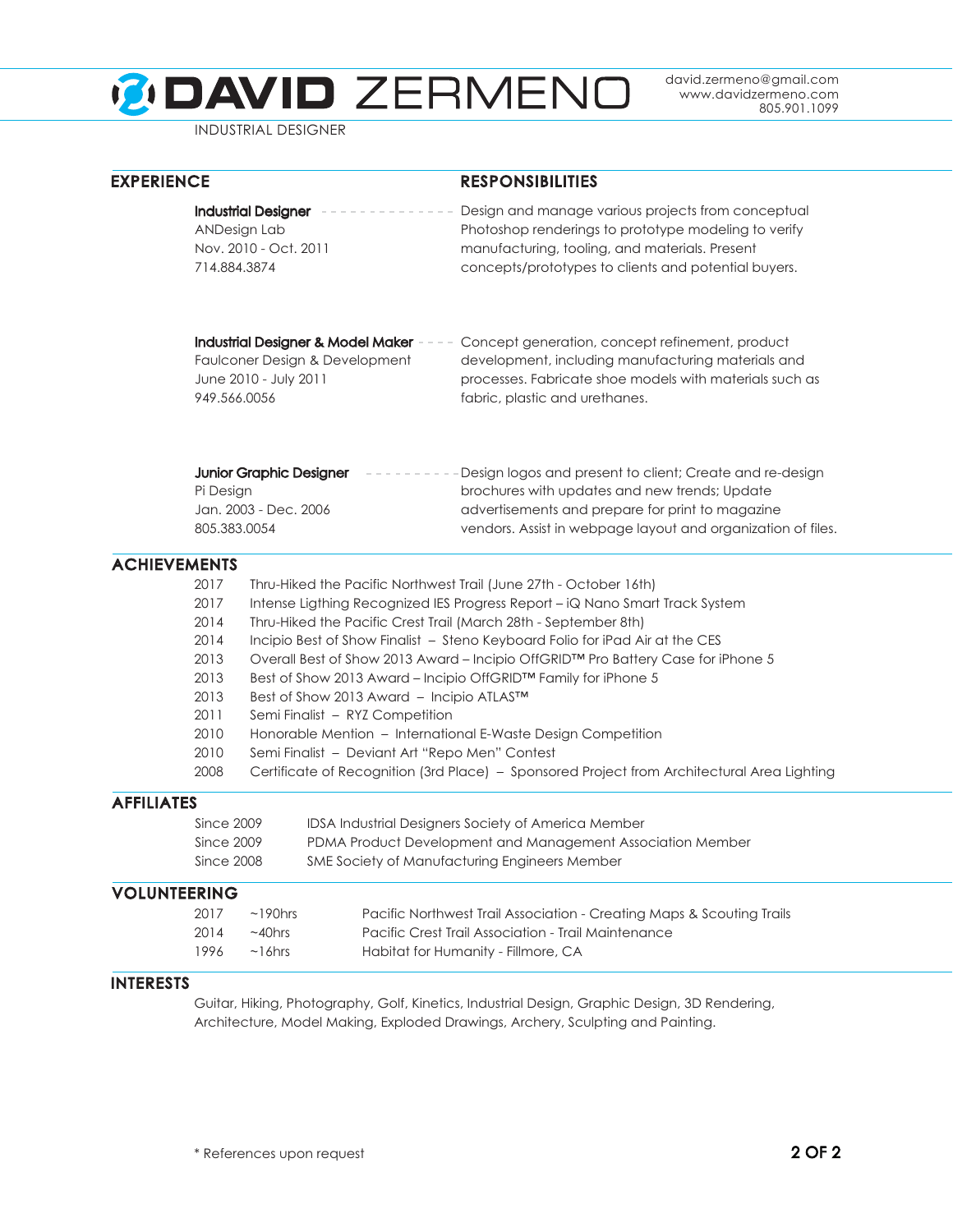# DAVID ZERMENO

david.zermeno@gmail.com
www.davidzermeno.com
805.901.1099

INDUSTRIAL DESIGNER

## EXPERIENCE / RESPONSIBILITIES

**Industrial Designer**
ANDesign Lab
Nov. 2010 - Oct. 2011
714.884.3874

Design and manage various projects from conceptual Photoshop renderings to prototype modeling to verify manufacturing, tooling, and materials. Present concepts/prototypes to clients and potential buyers.

**Industrial Designer & Model Maker**
Faulconer Design & Development
June 2010 - July 2011
949.566.0056

Concept generation, concept refinement, product development, including manufacturing materials and processes. Fabricate shoe models with materials such as fabric, plastic and urethanes.

**Junior Graphic Designer**
Pi Design
Jan. 2003 - Dec. 2006
805.383.0054

Design logos and present to client; Create and re-design brochures with updates and new trends; Update advertisements and prepare for print to magazine vendors. Assist in webpage layout and organization of files.

## ACHIEVEMENTS

| | |
|---|---|
| 2017 | Thru-Hiked the Pacific Northwest Trail (June 27th - October 16th) |
| 2017 | Intense Ligthing Recognized IES Progress Report – iQ Nano Smart Track System |
| 2014 | Thru-Hiked the Pacific Crest Trail (March 28th - September 8th) |
| 2014 | Incipio Best of Show Finalist – Steno Keyboard Folio for iPad Air at the CES |
| 2013 | Overall Best of Show 2013 Award – Incipio OffGRID™ Pro Battery Case for iPhone 5 |
| 2013 | Best of Show 2013 Award – Incipio OffGRID™ Family for iPhone 5 |
| 2013 | Best of Show 2013 Award – Incipio ATLAS™ |
| 2011 | Semi Finalist – RYZ Competition |
| 2010 | Honorable Mention – International E-Waste Design Competition |
| 2010 | Semi Finalist – Deviant Art "Repo Men" Contest |
| 2008 | Certificate of Recognition (3rd Place) – Sponsored Project from Architectural Area Lighting |

## AFFILIATES

| | |
|---|---|
| Since 2009 | IDSA Industrial Designers Society of America Member |
| Since 2009 | PDMA Product Development and Management Association Member |
| Since 2008 | SME Society of Manufacturing Engineers Member |

## VOLUNTEERING

| | | |
|---|---|---|
| 2017 | ~190hrs | Pacific Northwest Trail Association - Creating Maps & Scouting Trails |
| 2014 | ~40hrs | Pacific Crest Trail Association - Trail Maintenance |
| 1996 | ~16hrs | Habitat for Humanity - Fillmore, CA |

## INTERESTS

Guitar, Hiking, Photography, Golf, Kinetics, Industrial Design, Graphic Design, 3D Rendering, Architecture, Model Making, Exploded Drawings, Archery, Sculpting and Painting.

* References upon request